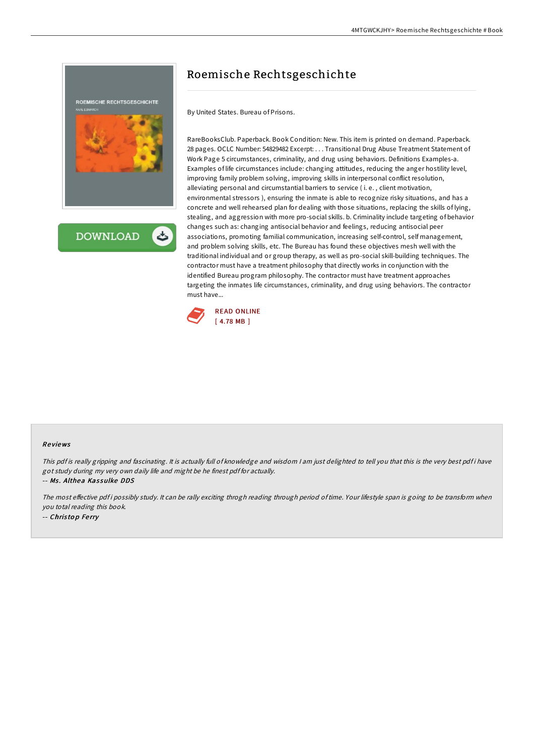# Roemische Rechtsgeschichte

By United States. Bureau of Prisons.

RareBooksClub. Paperback. Book Condition: New. This item is printed on demand. Paperback. 28 pages. OCLC Number: 54829482 Excerpt: . . . Transitional Drug Abuse Treatment Statement of Work Page 5 circumstances, criminality, and drug using behaviors. Definitions Examples-a. Examples of life circumstances include: changing attitudes, reducing the anger hostility level, improving family problem solving, improving skills in interpersonal conflict resolution, alleviating personal and circumstantial barriers to service ( i. e. , client motivation, environmental stressors ), ensuring the inmate is able to recognize risky situations, and has a concrete and well rehearsed plan for dealing with those situations, replacing the skills of lying, stealing, and aggression with more pro-social skills. b. Criminality include targeting of behavior changes such as: changing antisocial behavior and feelings, reducing antisocial peer associations, promoting familial communication, increasing self-control, self management, and problem solving skills, etc. The Bureau has found these objectives mesh well with the traditional individual and or group therapy, as well as pro-social skill-building techniques. The contractor must have a treatment philosophy that directly works in conjunction with the identified Bureau program philosophy. The contractor must have treatment approaches targeting the inmates life circumstances, criminality, and drug using behaviors. The contractor must have...

READ ONLINE
[ 4.78 MB ]

## Reviews

*This pdf is really gripping and fascinating. It is actually full of knowledge and wisdom I am just delighted to tell you that this is the very best pdf i have got study during my very own daily life and might be he finest pdf for actually.*

-- ***Ms. Althea Kassulke DDS***

*The most effective pdf i possibly study. It can be rally exciting throgh reading through period of time. Your lifestyle span is going to be transform when you total reading this book.*

-- ***Christop Ferry***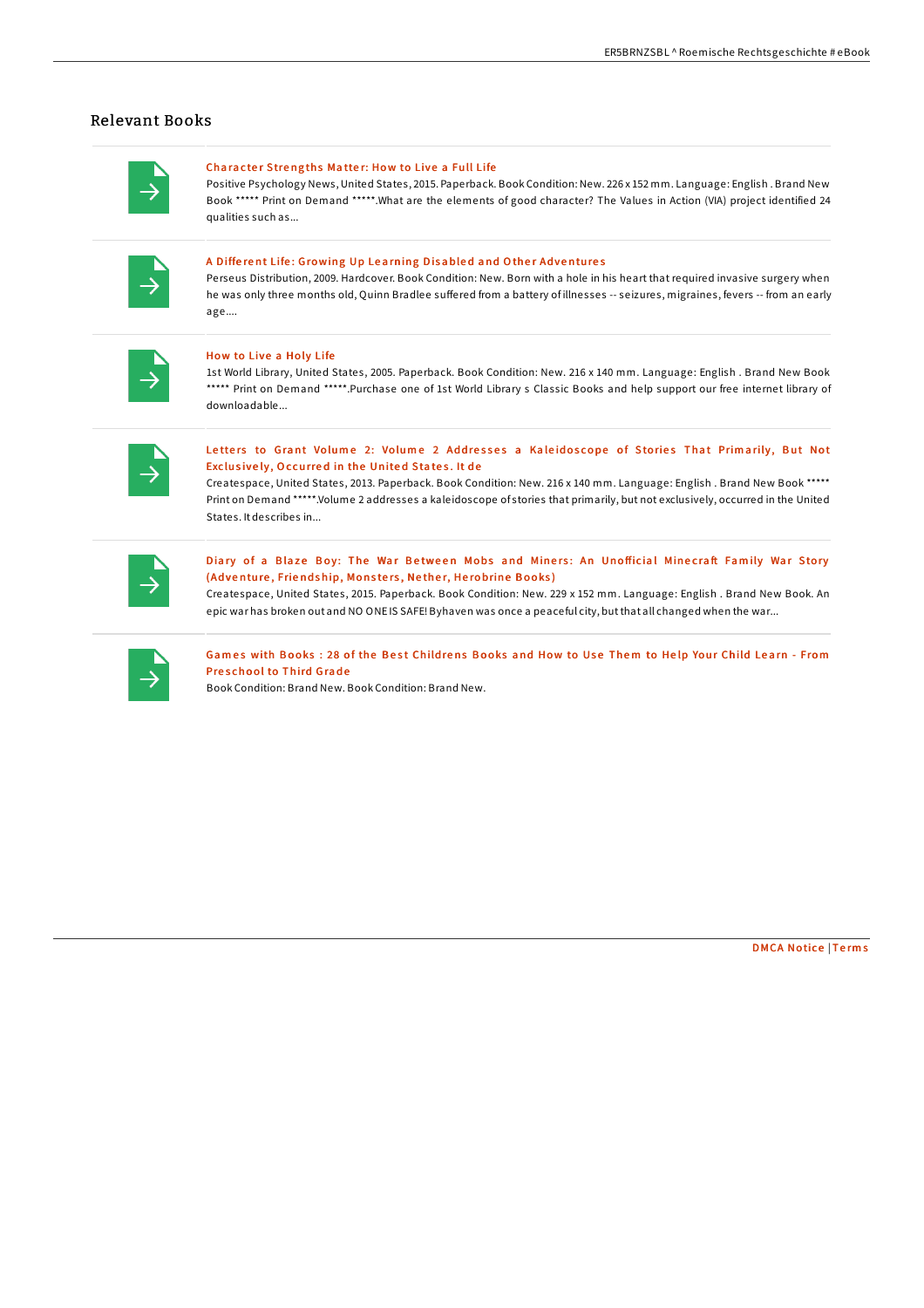## Relevant Books

### Character Strengths Matter: How to Live a Full Life

Positive Psychology News, United States, 2015. Paperback. Book Condition: New. 226 x 152 mm. Language: English . Brand New Book ***** Print on Demand *****.What are the elements of good character? The Values in Action (VIA) project identified 24 qualities such as...

### A Different Life: Growing Up Learning Disabled and Other Adventures

Perseus Distribution, 2009. Hardcover. Book Condition: New. Born with a hole in his heart that required invasive surgery when he was only three months old, Quinn Bradlee suffered from a battery of illnesses -- seizures, migraines, fevers -- from an early age....

### How to Live a Holy Life

1st World Library, United States, 2005. Paperback. Book Condition: New. 216 x 140 mm. Language: English . Brand New Book ***** Print on Demand *****.Purchase one of 1st World Library s Classic Books and help support our free internet library of downloadable...

### Letters to Grant Volume 2: Volume 2 Addresses a Kaleidoscope of Stories That Primarily, But Not Exclusively, Occurred in the United States. It de

Createspace, United States, 2013. Paperback. Book Condition: New. 216 x 140 mm. Language: English . Brand New Book ***** Print on Demand *****.Volume 2 addresses a kaleidoscope of stories that primarily, but not exclusively, occurred in the United States. It describes in...

### Diary of a Blaze Boy: The War Between Mobs and Miners: An Unofficial Minecraft Family War Story (Adventure, Friendship, Monsters, Nether, Herobrine Books)

Createspace, United States, 2015. Paperback. Book Condition: New. 229 x 152 mm. Language: English . Brand New Book. An epic war has broken out and NO ONE IS SAFE! Byhaven was once a peaceful city, but that all changed when the war...

### Games with Books : 28 of the Best Childrens Books and How to Use Them to Help Your Child Learn - From Preschool to Third Grade

Book Condition: Brand New. Book Condition: Brand New.